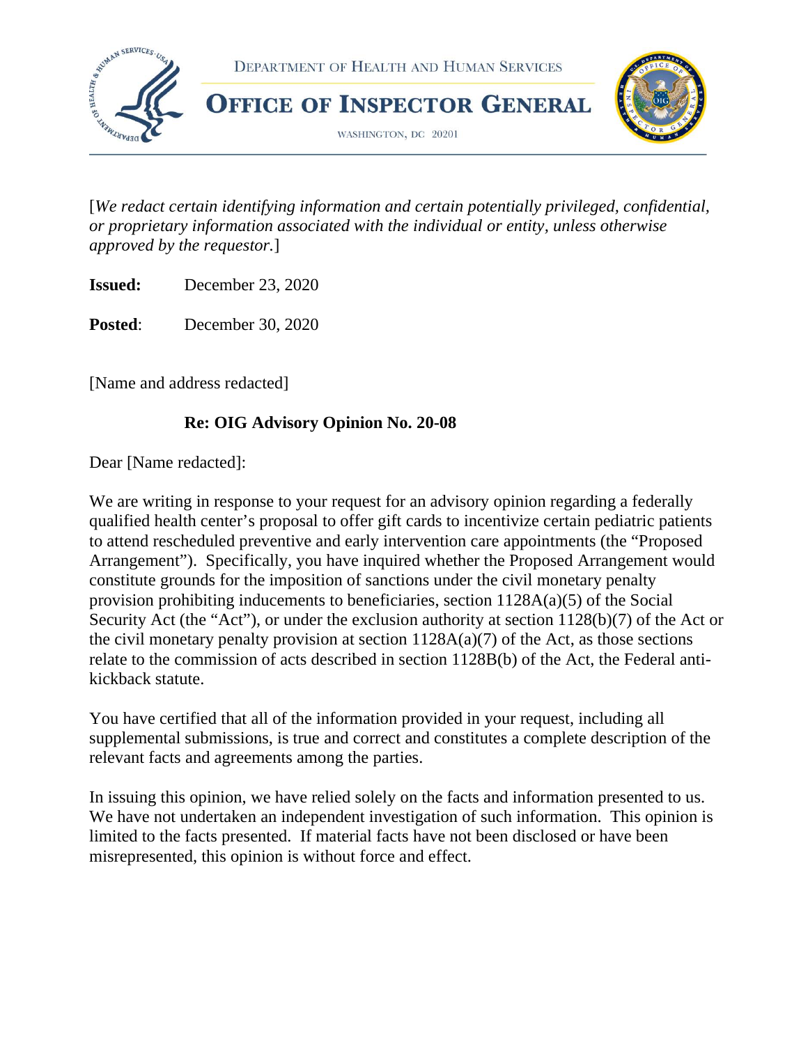DEPARTMENT OF HEALTH AND HUMAN SERVICES

**OFFICE OF INSPECTOR GENERAL**

WASHINGTON, DC 20201

[*We redact certain identifying information and certain potentially privileged, confidential, or proprietary information associated with the individual or entity, unless otherwise approved by the requestor.*]

**Issued:** December 23, 2020

**Posted**: December 30, 2020

[Name and address redacted]

**Re: OIG Advisory Opinion No. 20-08**

Dear [Name redacted]:

We are writing in response to your request for an advisory opinion regarding a federally qualified health center's proposal to offer gift cards to incentivize certain pediatric patients to attend rescheduled preventive and early intervention care appointments (the "Proposed Arrangement"). Specifically, you have inquired whether the Proposed Arrangement would constitute grounds for the imposition of sanctions under the civil monetary penalty provision prohibiting inducements to beneficiaries, section 1128A(a)(5) of the Social Security Act (the "Act"), or under the exclusion authority at section 1128(b)(7) of the Act or the civil monetary penalty provision at section 1128A(a)(7) of the Act, as those sections relate to the commission of acts described in section 1128B(b) of the Act, the Federal anti-kickback statute.

You have certified that all of the information provided in your request, including all supplemental submissions, is true and correct and constitutes a complete description of the relevant facts and agreements among the parties.

In issuing this opinion, we have relied solely on the facts and information presented to us. We have not undertaken an independent investigation of such information. This opinion is limited to the facts presented. If material facts have not been disclosed or have been misrepresented, this opinion is without force and effect.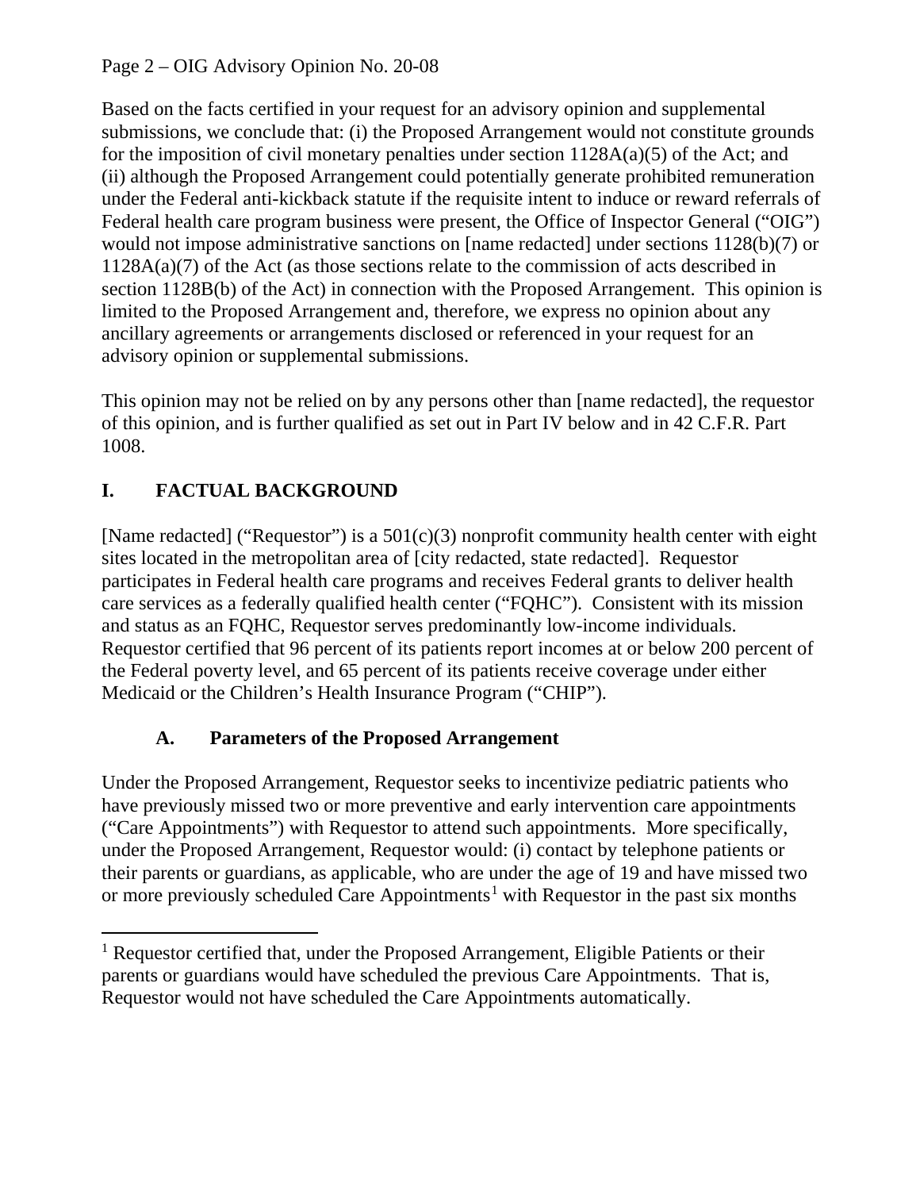Based on the facts certified in your request for an advisory opinion and supplemental submissions, we conclude that: (i) the Proposed Arrangement would not constitute grounds for the imposition of civil monetary penalties under section 1128A(a)(5) of the Act; and (ii) although the Proposed Arrangement could potentially generate prohibited remuneration under the Federal anti-kickback statute if the requisite intent to induce or reward referrals of Federal health care program business were present, the Office of Inspector General ("OIG") would not impose administrative sanctions on [name redacted] under sections 1128(b)(7) or 1128A(a)(7) of the Act (as those sections relate to the commission of acts described in section 1128B(b) of the Act) in connection with the Proposed Arrangement. This opinion is limited to the Proposed Arrangement and, therefore, we express no opinion about any ancillary agreements or arrangements disclosed or referenced in your request for an advisory opinion or supplemental submissions.

This opinion may not be relied on by any persons other than [name redacted], the requestor of this opinion, and is further qualified as set out in Part IV below and in 42 C.F.R. Part 1008.

## I. FACTUAL BACKGROUND

[Name redacted] ("Requestor") is a 501(c)(3) nonprofit community health center with eight sites located in the metropolitan area of [city redacted, state redacted]. Requestor participates in Federal health care programs and receives Federal grants to deliver health care services as a federally qualified health center ("FQHC"). Consistent with its mission and status as an FQHC, Requestor serves predominantly low-income individuals. Requestor certified that 96 percent of its patients report incomes at or below 200 percent of the Federal poverty level, and 65 percent of its patients receive coverage under either Medicaid or the Children's Health Insurance Program ("CHIP").

### A. Parameters of the Proposed Arrangement

Under the Proposed Arrangement, Requestor seeks to incentivize pediatric patients who have previously missed two or more preventive and early intervention care appointments ("Care Appointments") with Requestor to attend such appointments. More specifically, under the Proposed Arrangement, Requestor would: (i) contact by telephone patients or their parents or guardians, as applicable, who are under the age of 19 and have missed two or more previously scheduled Care Appointments[1] with Requestor in the past six months

[1] Requestor certified that, under the Proposed Arrangement, Eligible Patients or their parents or guardians would have scheduled the previous Care Appointments. That is, Requestor would not have scheduled the Care Appointments automatically.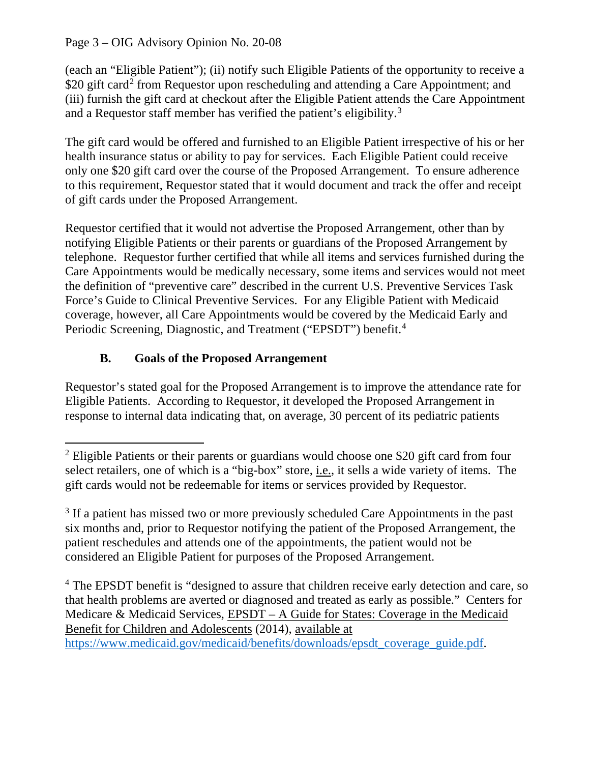(each an "Eligible Patient"); (ii) notify such Eligible Patients of the opportunity to receive a $20 gift card[2] from Requestor upon rescheduling and attending a Care Appointment; and (iii) furnish the gift card at checkout after the Eligible Patient attends the Care Appointment and a Requestor staff member has verified the patient's eligibility.[3]

The gift card would be offered and furnished to an Eligible Patient irrespective of his or her health insurance status or ability to pay for services. Each Eligible Patient could receive only one $20 gift card over the course of the Proposed Arrangement. To ensure adherence to this requirement, Requestor stated that it would document and track the offer and receipt of gift cards under the Proposed Arrangement.

Requestor certified that it would not advertise the Proposed Arrangement, other than by notifying Eligible Patients or their parents or guardians of the Proposed Arrangement by telephone. Requestor further certified that while all items and services furnished during the Care Appointments would be medically necessary, some items and services would not meet the definition of "preventive care" described in the current U.S. Preventive Services Task Force's Guide to Clinical Preventive Services. For any Eligible Patient with Medicaid coverage, however, all Care Appointments would be covered by the Medicaid Early and Periodic Screening, Diagnostic, and Treatment ("EPSDT") benefit.[4]

### B. Goals of the Proposed Arrangement

Requestor's stated goal for the Proposed Arrangement is to improve the attendance rate for Eligible Patients. According to Requestor, it developed the Proposed Arrangement in response to internal data indicating that, on average, 30 percent of its pediatric patients

---

[2] Eligible Patients or their parents or guardians would choose one $20 gift card from four select retailers, one of which is a "big-box" store, i.e., it sells a wide variety of items. The gift cards would not be redeemable for items or services provided by Requestor.

[3] If a patient has missed two or more previously scheduled Care Appointments in the past six months and, prior to Requestor notifying the patient of the Proposed Arrangement, the patient reschedules and attends one of the appointments, the patient would not be considered an Eligible Patient for purposes of the Proposed Arrangement.

[4] The EPSDT benefit is "designed to assure that children receive early detection and care, so that health problems are averted or diagnosed and treated as early as possible." Centers for Medicare & Medicaid Services, EPSDT – A Guide for States: Coverage in the Medicaid Benefit for Children and Adolescents (2014), available at https://www.medicaid.gov/medicaid/benefits/downloads/epsdt_coverage_guide.pdf.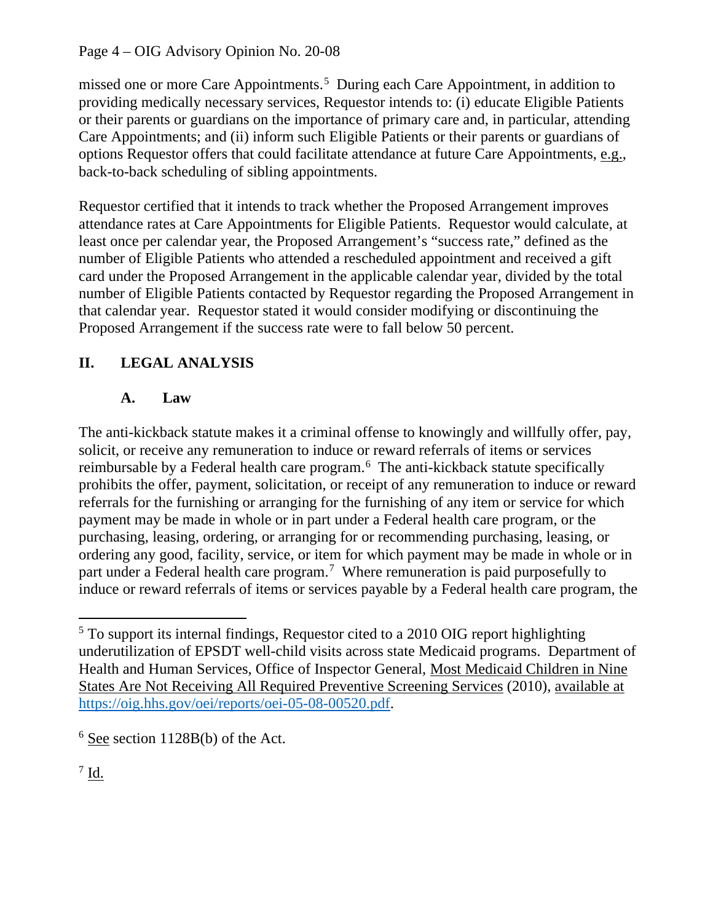missed one or more Care Appointments.[5] During each Care Appointment, in addition to providing medically necessary services, Requestor intends to: (i) educate Eligible Patients or their parents or guardians on the importance of primary care and, in particular, attending Care Appointments; and (ii) inform such Eligible Patients or their parents or guardians of options Requestor offers that could facilitate attendance at future Care Appointments, e.g., back-to-back scheduling of sibling appointments.

Requestor certified that it intends to track whether the Proposed Arrangement improves attendance rates at Care Appointments for Eligible Patients. Requestor would calculate, at least once per calendar year, the Proposed Arrangement's "success rate," defined as the number of Eligible Patients who attended a rescheduled appointment and received a gift card under the Proposed Arrangement in the applicable calendar year, divided by the total number of Eligible Patients contacted by Requestor regarding the Proposed Arrangement in that calendar year. Requestor stated it would consider modifying or discontinuing the Proposed Arrangement if the success rate were to fall below 50 percent.

## II. LEGAL ANALYSIS

### A. Law

The anti-kickback statute makes it a criminal offense to knowingly and willfully offer, pay, solicit, or receive any remuneration to induce or reward referrals of items or services reimbursable by a Federal health care program.[6] The anti-kickback statute specifically prohibits the offer, payment, solicitation, or receipt of any remuneration to induce or reward referrals for the furnishing or arranging for the furnishing of any item or service for which payment may be made in whole or in part under a Federal health care program, or the purchasing, leasing, ordering, or arranging for or recommending purchasing, leasing, or ordering any good, facility, service, or item for which payment may be made in whole or in part under a Federal health care program.[7] Where remuneration is paid purposefully to induce or reward referrals of items or services payable by a Federal health care program, the

---

[5] To support its internal findings, Requestor cited to a 2010 OIG report highlighting underutilization of EPSDT well-child visits across state Medicaid programs. Department of Health and Human Services, Office of Inspector General, Most Medicaid Children in Nine States Are Not Receiving All Required Preventive Screening Services (2010), available at https://oig.hhs.gov/oei/reports/oei-05-08-00520.pdf.

[6] See section 1128B(b) of the Act.

[7] Id.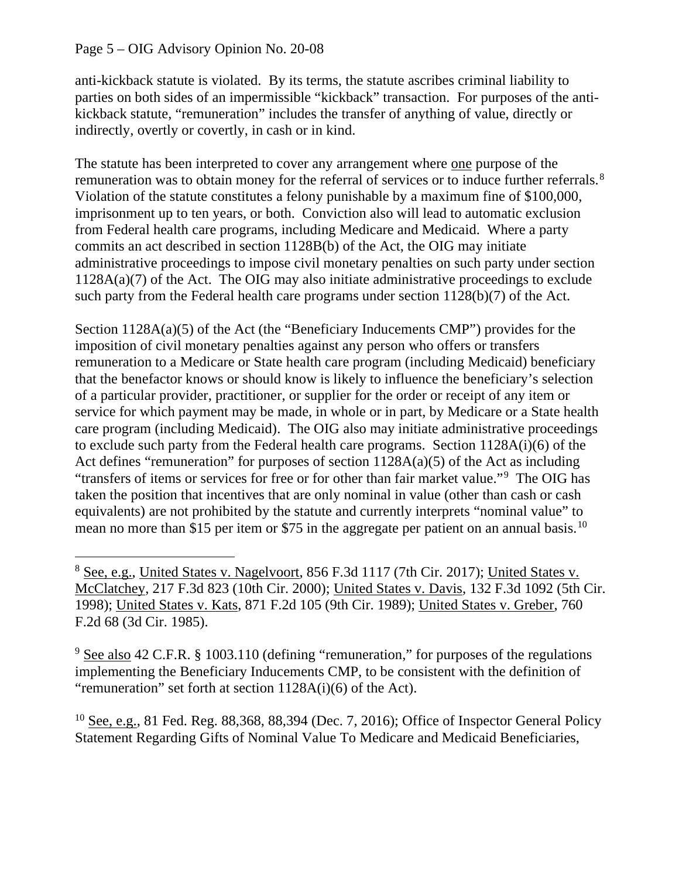anti-kickback statute is violated. By its terms, the statute ascribes criminal liability to parties on both sides of an impermissible "kickback" transaction. For purposes of the anti-kickback statute, "remuneration" includes the transfer of anything of value, directly or indirectly, overtly or covertly, in cash or in kind.

The statute has been interpreted to cover any arrangement where one purpose of the remuneration was to obtain money for the referral of services or to induce further referrals.[8] Violation of the statute constitutes a felony punishable by a maximum fine of $100,000, imprisonment up to ten years, or both. Conviction also will lead to automatic exclusion from Federal health care programs, including Medicare and Medicaid. Where a party commits an act described in section 1128B(b) of the Act, the OIG may initiate administrative proceedings to impose civil monetary penalties on such party under section 1128A(a)(7) of the Act. The OIG may also initiate administrative proceedings to exclude such party from the Federal health care programs under section 1128(b)(7) of the Act.

Section 1128A(a)(5) of the Act (the "Beneficiary Inducements CMP") provides for the imposition of civil monetary penalties against any person who offers or transfers remuneration to a Medicare or State health care program (including Medicaid) beneficiary that the benefactor knows or should know is likely to influence the beneficiary's selection of a particular provider, practitioner, or supplier for the order or receipt of any item or service for which payment may be made, in whole or in part, by Medicare or a State health care program (including Medicaid). The OIG also may initiate administrative proceedings to exclude such party from the Federal health care programs. Section 1128A(i)(6) of the Act defines "remuneration" for purposes of section 1128A(a)(5) of the Act as including "transfers of items or services for free or for other than fair market value."[9] The OIG has taken the position that incentives that are only nominal in value (other than cash or cash equivalents) are not prohibited by the statute and currently interprets "nominal value" to mean no more than $15 per item or $75 in the aggregate per patient on an annual basis.[10]

---

[8] See, e.g., United States v. Nagelvoort, 856 F.3d 1117 (7th Cir. 2017); United States v. McClatchey, 217 F.3d 823 (10th Cir. 2000); United States v. Davis, 132 F.3d 1092 (5th Cir. 1998); United States v. Kats, 871 F.2d 105 (9th Cir. 1989); United States v. Greber, 760 F.2d 68 (3d Cir. 1985).

[9] See also 42 C.F.R. § 1003.110 (defining "remuneration," for purposes of the regulations implementing the Beneficiary Inducements CMP, to be consistent with the definition of "remuneration" set forth at section 1128A(i)(6) of the Act).

[10] See, e.g., 81 Fed. Reg. 88,368, 88,394 (Dec. 7, 2016); Office of Inspector General Policy Statement Regarding Gifts of Nominal Value To Medicare and Medicaid Beneficiaries,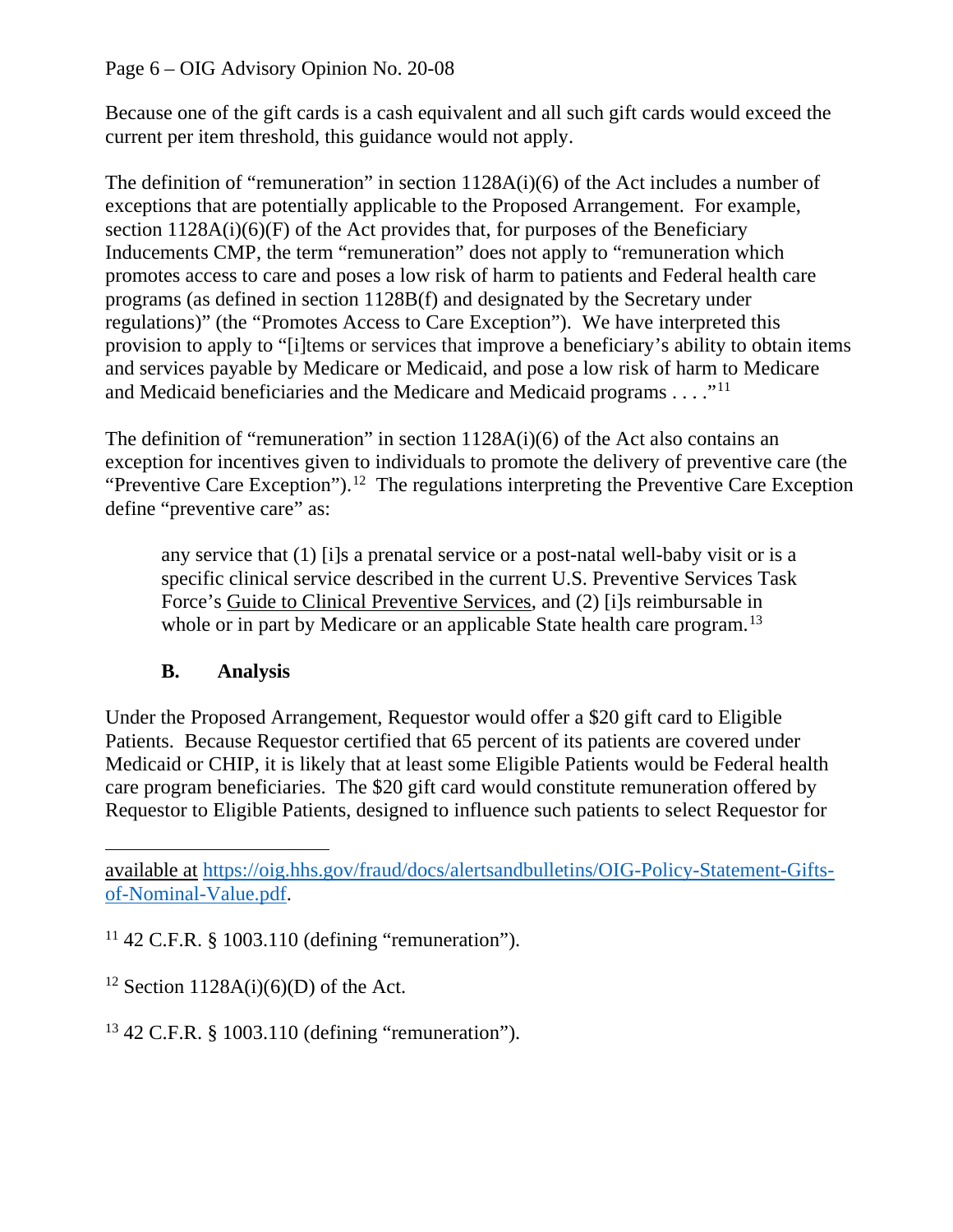Because one of the gift cards is a cash equivalent and all such gift cards would exceed the current per item threshold, this guidance would not apply.

The definition of "remuneration" in section 1128A(i)(6) of the Act includes a number of exceptions that are potentially applicable to the Proposed Arrangement. For example, section 1128A(i)(6)(F) of the Act provides that, for purposes of the Beneficiary Inducements CMP, the term "remuneration" does not apply to "remuneration which promotes access to care and poses a low risk of harm to patients and Federal health care programs (as defined in section 1128B(f) and designated by the Secretary under regulations)" (the "Promotes Access to Care Exception"). We have interpreted this provision to apply to "[i]tems or services that improve a beneficiary's ability to obtain items and services payable by Medicare or Medicaid, and pose a low risk of harm to Medicare and Medicaid beneficiaries and the Medicare and Medicaid programs . . . ."[11]

The definition of "remuneration" in section 1128A(i)(6) of the Act also contains an exception for incentives given to individuals to promote the delivery of preventive care (the "Preventive Care Exception").[12] The regulations interpreting the Preventive Care Exception define "preventive care" as:

> any service that (1) [i]s a prenatal service or a post-natal well-baby visit or is a specific clinical service described in the current U.S. Preventive Services Task Force's Guide to Clinical Preventive Services, and (2) [i]s reimbursable in whole or in part by Medicare or an applicable State health care program.[13]

### B. Analysis

Under the Proposed Arrangement, Requestor would offer a $20 gift card to Eligible Patients. Because Requestor certified that 65 percent of its patients are covered under Medicaid or CHIP, it is likely that at least some Eligible Patients would be Federal health care program beneficiaries. The $20 gift card would constitute remuneration offered by Requestor to Eligible Patients, designed to influence such patients to select Requestor for

---

available at https://oig.hhs.gov/fraud/docs/alertsandbulletins/OIG-Policy-Statement-Gifts-of-Nominal-Value.pdf.

[11] 42 C.F.R. § 1003.110 (defining "remuneration").

[12] Section 1128A(i)(6)(D) of the Act.

[13] 42 C.F.R. § 1003.110 (defining "remuneration").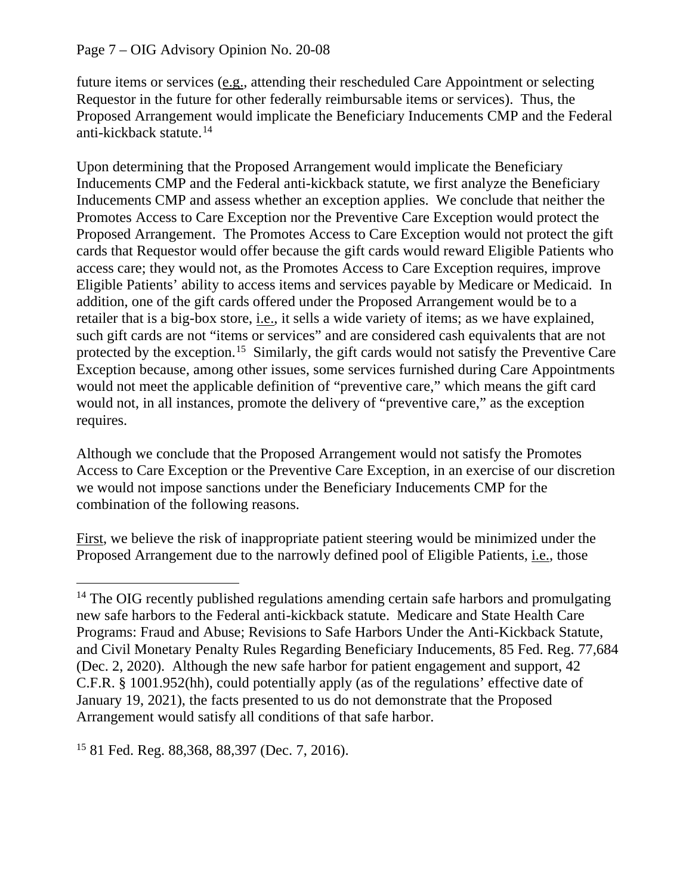future items or services (e.g., attending their rescheduled Care Appointment or selecting Requestor in the future for other federally reimbursable items or services). Thus, the Proposed Arrangement would implicate the Beneficiary Inducements CMP and the Federal anti-kickback statute.[14]

Upon determining that the Proposed Arrangement would implicate the Beneficiary Inducements CMP and the Federal anti-kickback statute, we first analyze the Beneficiary Inducements CMP and assess whether an exception applies. We conclude that neither the Promotes Access to Care Exception nor the Preventive Care Exception would protect the Proposed Arrangement. The Promotes Access to Care Exception would not protect the gift cards that Requestor would offer because the gift cards would reward Eligible Patients who access care; they would not, as the Promotes Access to Care Exception requires, improve Eligible Patients' ability to access items and services payable by Medicare or Medicaid. In addition, one of the gift cards offered under the Proposed Arrangement would be to a retailer that is a big-box store, i.e., it sells a wide variety of items; as we have explained, such gift cards are not "items or services" and are considered cash equivalents that are not protected by the exception.[15] Similarly, the gift cards would not satisfy the Preventive Care Exception because, among other issues, some services furnished during Care Appointments would not meet the applicable definition of "preventive care," which means the gift card would not, in all instances, promote the delivery of "preventive care," as the exception requires.

Although we conclude that the Proposed Arrangement would not satisfy the Promotes Access to Care Exception or the Preventive Care Exception, in an exercise of our discretion we would not impose sanctions under the Beneficiary Inducements CMP for the combination of the following reasons.

First, we believe the risk of inappropriate patient steering would be minimized under the Proposed Arrangement due to the narrowly defined pool of Eligible Patients, i.e., those

---

[14] The OIG recently published regulations amending certain safe harbors and promulgating new safe harbors to the Federal anti-kickback statute. Medicare and State Health Care Programs: Fraud and Abuse; Revisions to Safe Harbors Under the Anti-Kickback Statute, and Civil Monetary Penalty Rules Regarding Beneficiary Inducements, 85 Fed. Reg. 77,684 (Dec. 2, 2020). Although the new safe harbor for patient engagement and support, 42 C.F.R. § 1001.952(hh), could potentially apply (as of the regulations' effective date of January 19, 2021), the facts presented to us do not demonstrate that the Proposed Arrangement would satisfy all conditions of that safe harbor.

[15] 81 Fed. Reg. 88,368, 88,397 (Dec. 7, 2016).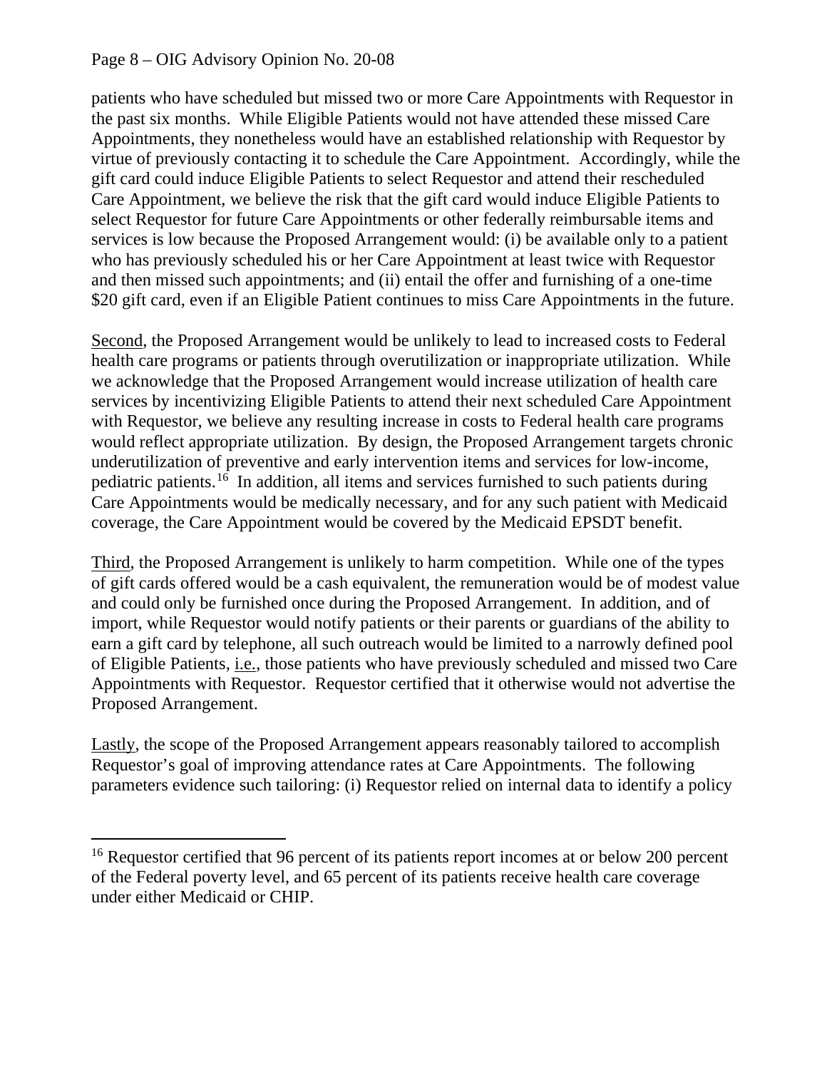patients who have scheduled but missed two or more Care Appointments with Requestor in the past six months. While Eligible Patients would not have attended these missed Care Appointments, they nonetheless would have an established relationship with Requestor by virtue of previously contacting it to schedule the Care Appointment. Accordingly, while the gift card could induce Eligible Patients to select Requestor and attend their rescheduled Care Appointment, we believe the risk that the gift card would induce Eligible Patients to select Requestor for future Care Appointments or other federally reimbursable items and services is low because the Proposed Arrangement would: (i) be available only to a patient who has previously scheduled his or her Care Appointment at least twice with Requestor and then missed such appointments; and (ii) entail the offer and furnishing of a one-time $20 gift card, even if an Eligible Patient continues to miss Care Appointments in the future.

Second, the Proposed Arrangement would be unlikely to lead to increased costs to Federal health care programs or patients through overutilization or inappropriate utilization. While we acknowledge that the Proposed Arrangement would increase utilization of health care services by incentivizing Eligible Patients to attend their next scheduled Care Appointment with Requestor, we believe any resulting increase in costs to Federal health care programs would reflect appropriate utilization. By design, the Proposed Arrangement targets chronic underutilization of preventive and early intervention items and services for low-income, pediatric patients.[16] In addition, all items and services furnished to such patients during Care Appointments would be medically necessary, and for any such patient with Medicaid coverage, the Care Appointment would be covered by the Medicaid EPSDT benefit.

Third, the Proposed Arrangement is unlikely to harm competition. While one of the types of gift cards offered would be a cash equivalent, the remuneration would be of modest value and could only be furnished once during the Proposed Arrangement. In addition, and of import, while Requestor would notify patients or their parents or guardians of the ability to earn a gift card by telephone, all such outreach would be limited to a narrowly defined pool of Eligible Patients, i.e., those patients who have previously scheduled and missed two Care Appointments with Requestor. Requestor certified that it otherwise would not advertise the Proposed Arrangement.

Lastly, the scope of the Proposed Arrangement appears reasonably tailored to accomplish Requestor's goal of improving attendance rates at Care Appointments. The following parameters evidence such tailoring: (i) Requestor relied on internal data to identify a policy

---

[16] Requestor certified that 96 percent of its patients report incomes at or below 200 percent of the Federal poverty level, and 65 percent of its patients receive health care coverage under either Medicaid or CHIP.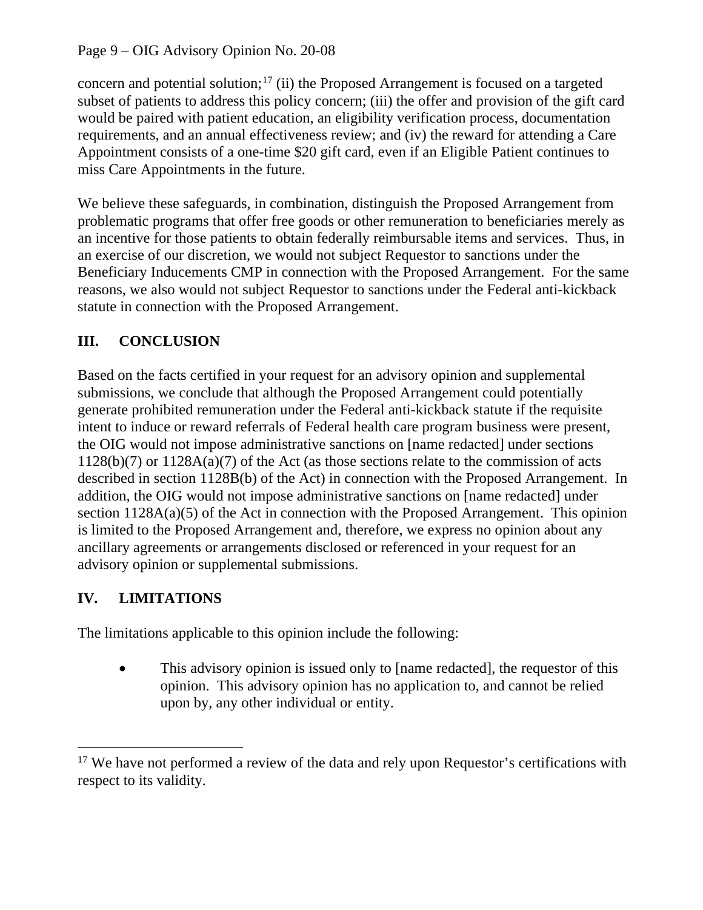concern and potential solution;[17] (ii) the Proposed Arrangement is focused on a targeted subset of patients to address this policy concern; (iii) the offer and provision of the gift card would be paired with patient education, an eligibility verification process, documentation requirements, and an annual effectiveness review; and (iv) the reward for attending a Care Appointment consists of a one-time $20 gift card, even if an Eligible Patient continues to miss Care Appointments in the future.

We believe these safeguards, in combination, distinguish the Proposed Arrangement from problematic programs that offer free goods or other remuneration to beneficiaries merely as an incentive for those patients to obtain federally reimbursable items and services. Thus, in an exercise of our discretion, we would not subject Requestor to sanctions under the Beneficiary Inducements CMP in connection with the Proposed Arrangement. For the same reasons, we also would not subject Requestor to sanctions under the Federal anti-kickback statute in connection with the Proposed Arrangement.

## III. CONCLUSION

Based on the facts certified in your request for an advisory opinion and supplemental submissions, we conclude that although the Proposed Arrangement could potentially generate prohibited remuneration under the Federal anti-kickback statute if the requisite intent to induce or reward referrals of Federal health care program business were present, the OIG would not impose administrative sanctions on [name redacted] under sections 1128(b)(7) or 1128A(a)(7) of the Act (as those sections relate to the commission of acts described in section 1128B(b) of the Act) in connection with the Proposed Arrangement. In addition, the OIG would not impose administrative sanctions on [name redacted] under section 1128A(a)(5) of the Act in connection with the Proposed Arrangement. This opinion is limited to the Proposed Arrangement and, therefore, we express no opinion about any ancillary agreements or arrangements disclosed or referenced in your request for an advisory opinion or supplemental submissions.

## IV. LIMITATIONS

The limitations applicable to this opinion include the following:

- This advisory opinion is issued only to [name redacted], the requestor of this opinion. This advisory opinion has no application to, and cannot be relied upon by, any other individual or entity.

---

[17] We have not performed a review of the data and rely upon Requestor's certifications with respect to its validity.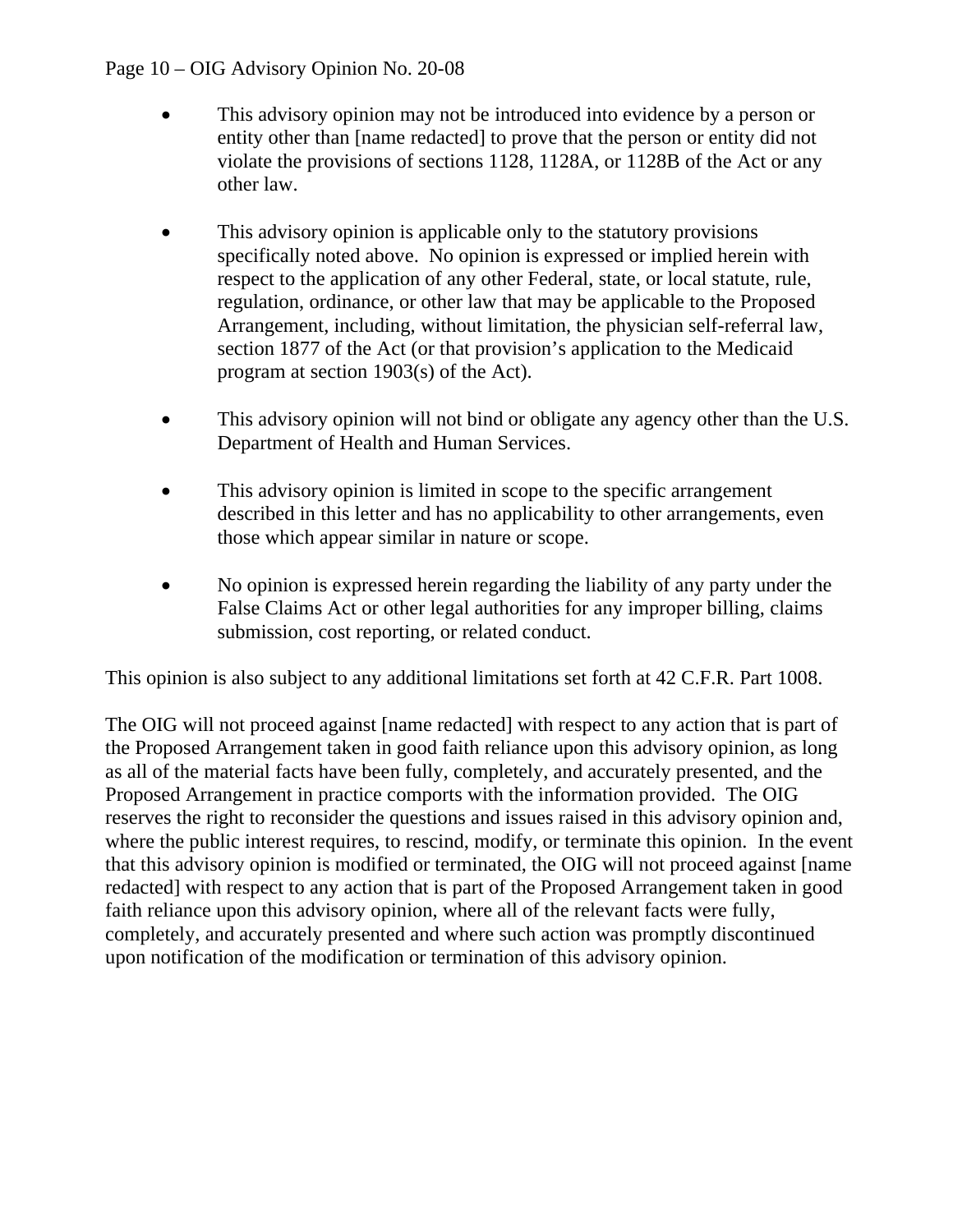- This advisory opinion may not be introduced into evidence by a person or entity other than [name redacted] to prove that the person or entity did not violate the provisions of sections 1128, 1128A, or 1128B of the Act or any other law.

- This advisory opinion is applicable only to the statutory provisions specifically noted above. No opinion is expressed or implied herein with respect to the application of any other Federal, state, or local statute, rule, regulation, ordinance, or other law that may be applicable to the Proposed Arrangement, including, without limitation, the physician self-referral law, section 1877 of the Act (or that provision's application to the Medicaid program at section 1903(s) of the Act).

- This advisory opinion will not bind or obligate any agency other than the U.S. Department of Health and Human Services.

- This advisory opinion is limited in scope to the specific arrangement described in this letter and has no applicability to other arrangements, even those which appear similar in nature or scope.

- No opinion is expressed herein regarding the liability of any party under the False Claims Act or other legal authorities for any improper billing, claims submission, cost reporting, or related conduct.

This opinion is also subject to any additional limitations set forth at 42 C.F.R. Part 1008.

The OIG will not proceed against [name redacted] with respect to any action that is part of the Proposed Arrangement taken in good faith reliance upon this advisory opinion, as long as all of the material facts have been fully, completely, and accurately presented, and the Proposed Arrangement in practice comports with the information provided. The OIG reserves the right to reconsider the questions and issues raised in this advisory opinion and, where the public interest requires, to rescind, modify, or terminate this opinion. In the event that this advisory opinion is modified or terminated, the OIG will not proceed against [name redacted] with respect to any action that is part of the Proposed Arrangement taken in good faith reliance upon this advisory opinion, where all of the relevant facts were fully, completely, and accurately presented and where such action was promptly discontinued upon notification of the modification or termination of this advisory opinion.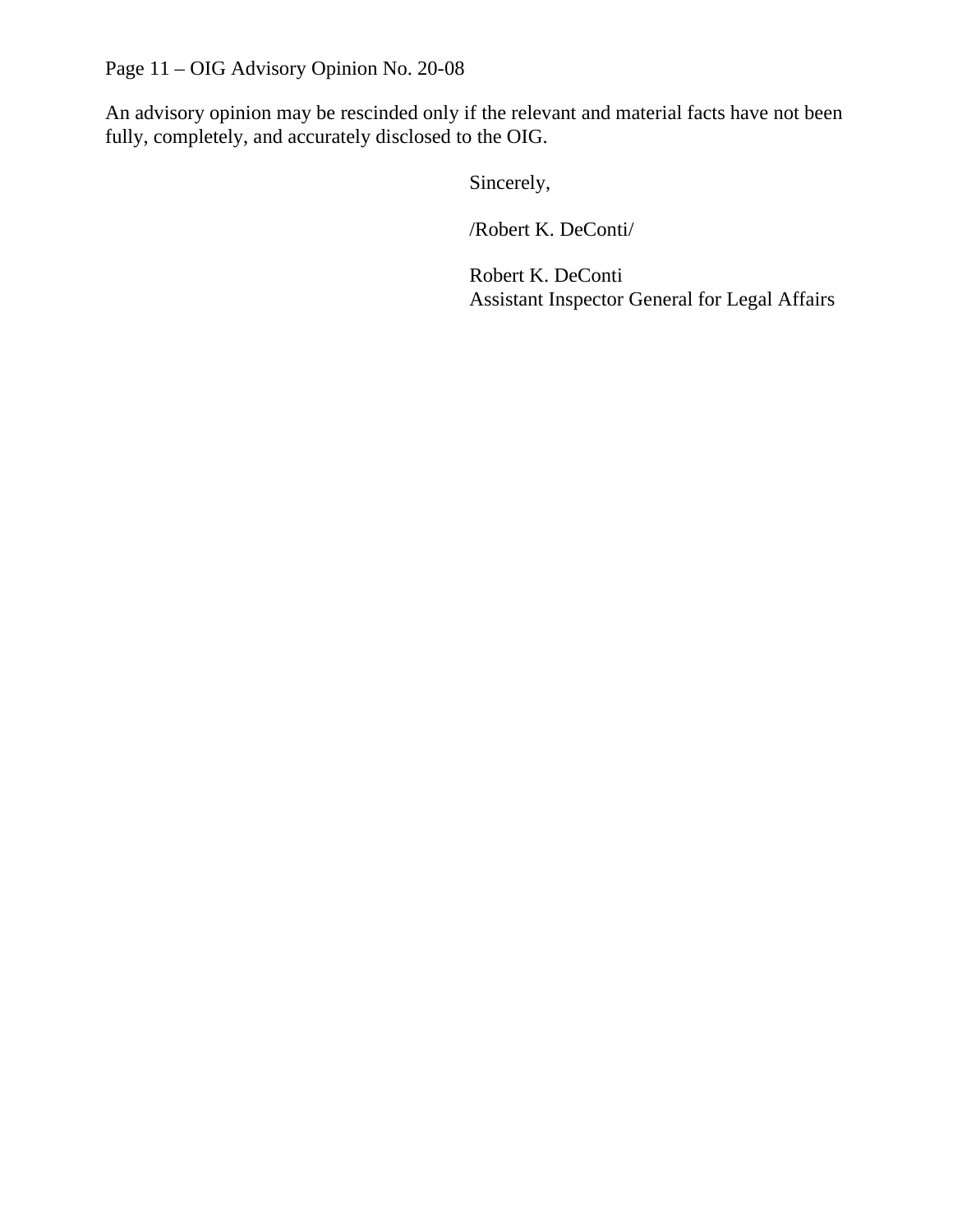An advisory opinion may be rescinded only if the relevant and material facts have not been fully, completely, and accurately disclosed to the OIG.

Sincerely,

/Robert K. DeConti/

Robert K. DeConti
Assistant Inspector General for Legal Affairs